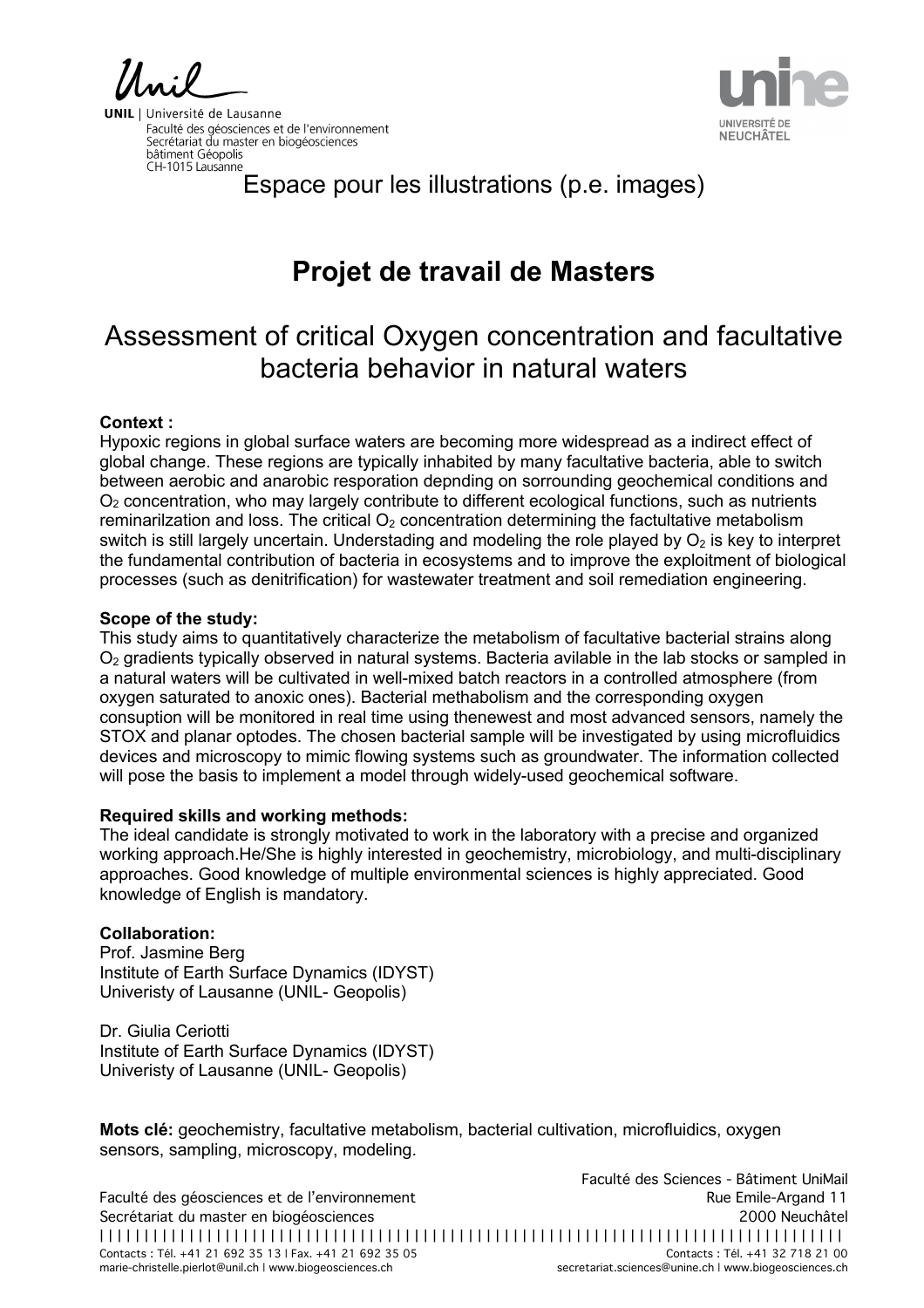UNIL | Université de Lausanne
Faculté des géosciences et de l'environnement
Secrétariat du master en biogéosciences
bâtiment Géopolis
CH-1015 Lausanne

UNIVERSITÉ DE NEUCHÂTEL

Espace pour les illustrations (p.e. images)

# Projet de travail de Masters

## Assessment of critical Oxygen concentration and facultative bacteria behavior in natural waters

**Context :**
Hypoxic regions in global surface waters are becoming more widespread as a indirect effect of global change. These regions are typically inhabited by many facultative bacteria, able to switch between aerobic and anarobic resporation depnding on sorrounding geochemical conditions and $O_2$ concentration, who may largely contribute to different ecological functions, such as nutrients reminarilzation and loss. The critical $O_2$ concentration determining the factultative metabolism switch is still largely uncertain. Understading and modeling the role played by $O_2$ is key to interpret the fundamental contribution of bacteria in ecosystems and to improve the exploitment of biological processes (such as denitrification) for wastewater treatment and soil remediation engineering.

**Scope of the study:**
This study aims to quantitatively characterize the metabolism of facultative bacterial strains along $O_2$ gradients typically observed in natural systems. Bacteria avilable in the lab stocks or sampled in a natural waters will be cultivated in well-mixed batch reactors in a controlled atmosphere (from oxygen saturated to anoxic ones). Bacterial methabolism and the corresponding oxygen consuption will be monitored in real time using thenewest and most advanced sensors, namely the STOX and planar optodes. The chosen bacterial sample will be investigated by using microfluidics devices and microscopy to mimic flowing systems such as groundwater. The information collected will pose the basis to implement a model through widely-used geochemical software.

**Required skills and working methods:**
The ideal candidate is strongly motivated to work in the laboratory with a precise and organized working approach.He/She is highly interested in geochemistry, microbiology, and multi-disciplinary approaches. Good knowledge of multiple environmental sciences is highly appreciated. Good knowledge of English is mandatory.

**Collaboration:**
Prof. Jasmine Berg
Institute of Earth Surface Dynamics (IDYST)
Univeristy of Lausanne (UNIL- Geopolis)

Dr. Giulia Ceriotti
Institute of Earth Surface Dynamics (IDYST)
Univeristy of Lausanne (UNIL- Geopolis)

**Mots clé:** geochemistry, facultative metabolism, bacterial cultivation, microfluidics, oxygen sensors, sampling, microscopy, modeling.

Faculté des géosciences et de l'environnement
Secrétariat du master en biogéosciences
Contacts : Tél. +41 21 692 35 13 | Fax. +41 21 692 35 05
marie-christelle.pierlot@unil.ch | www.biogeosciences.ch

Faculté des Sciences - Bâtiment UniMail
Rue Emile-Argand 11
2000 Neuchâtel
Contacts : Tél. +41 32 718 21 00
secretariat.sciences@unine.ch | www.biogeosciences.ch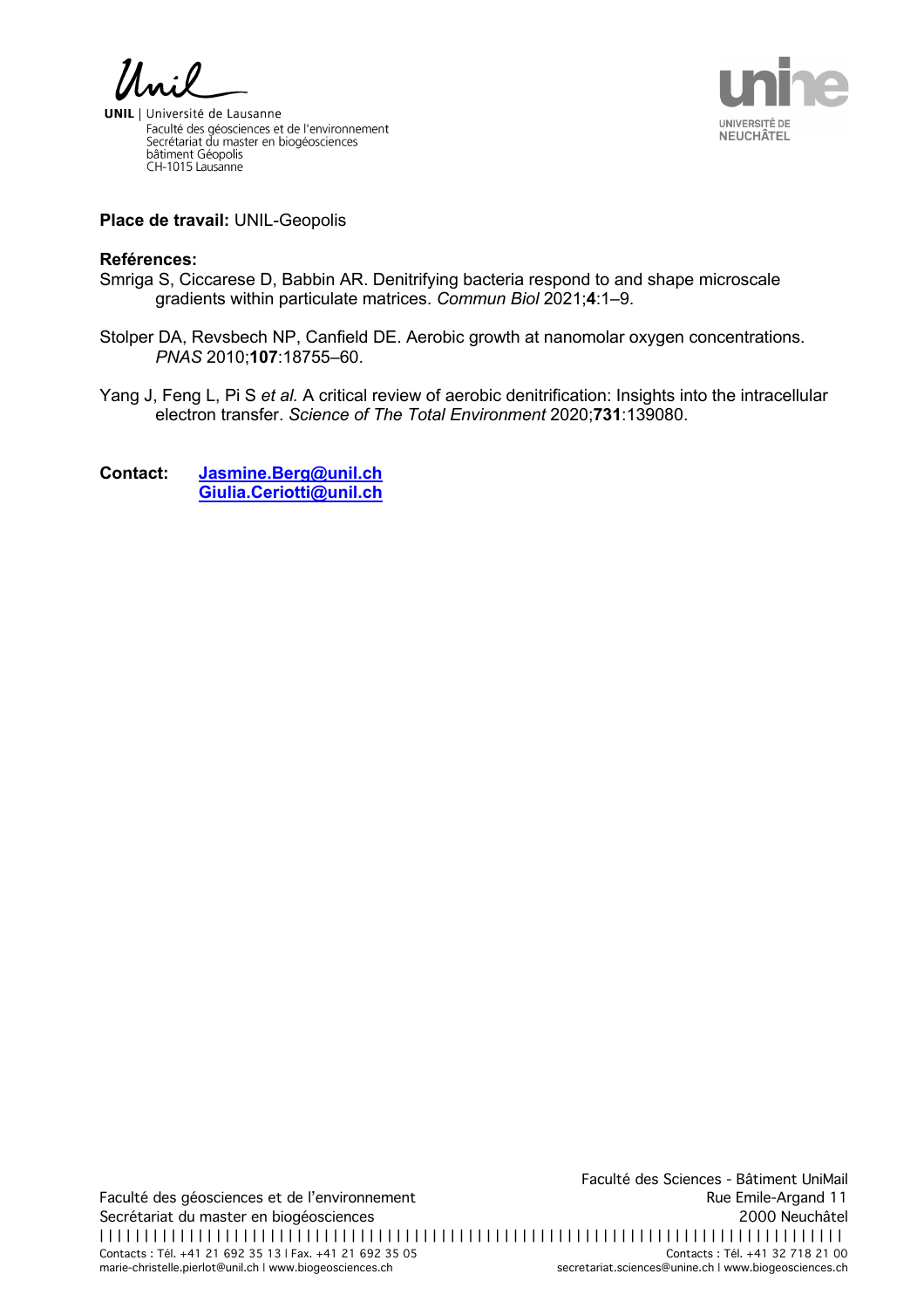**Place de travail:** UNIL-Geopolis

**Références:**

Smriga S, Ciccarese D, Babbin AR. Denitrifying bacteria respond to and shape microscale gradients within particulate matrices. *Commun Biol* 2021;**4**:1–9.

Stolper DA, Revsbech NP, Canfield DE. Aerobic growth at nanomolar oxygen concentrations. *PNAS* 2010;**107**:18755–60.

Yang J, Feng L, Pi S *et al.* A critical review of aerobic denitrification: Insights into the intracellular electron transfer. *Science of The Total Environment* 2020;**731**:139080.

**Contact:** [Jasmine.Berg@unil.ch](mailto:Jasmine.Berg@unil.ch)
[Giulia.Ceriotti@unil.ch](mailto:Giulia.Ceriotti@unil.ch)